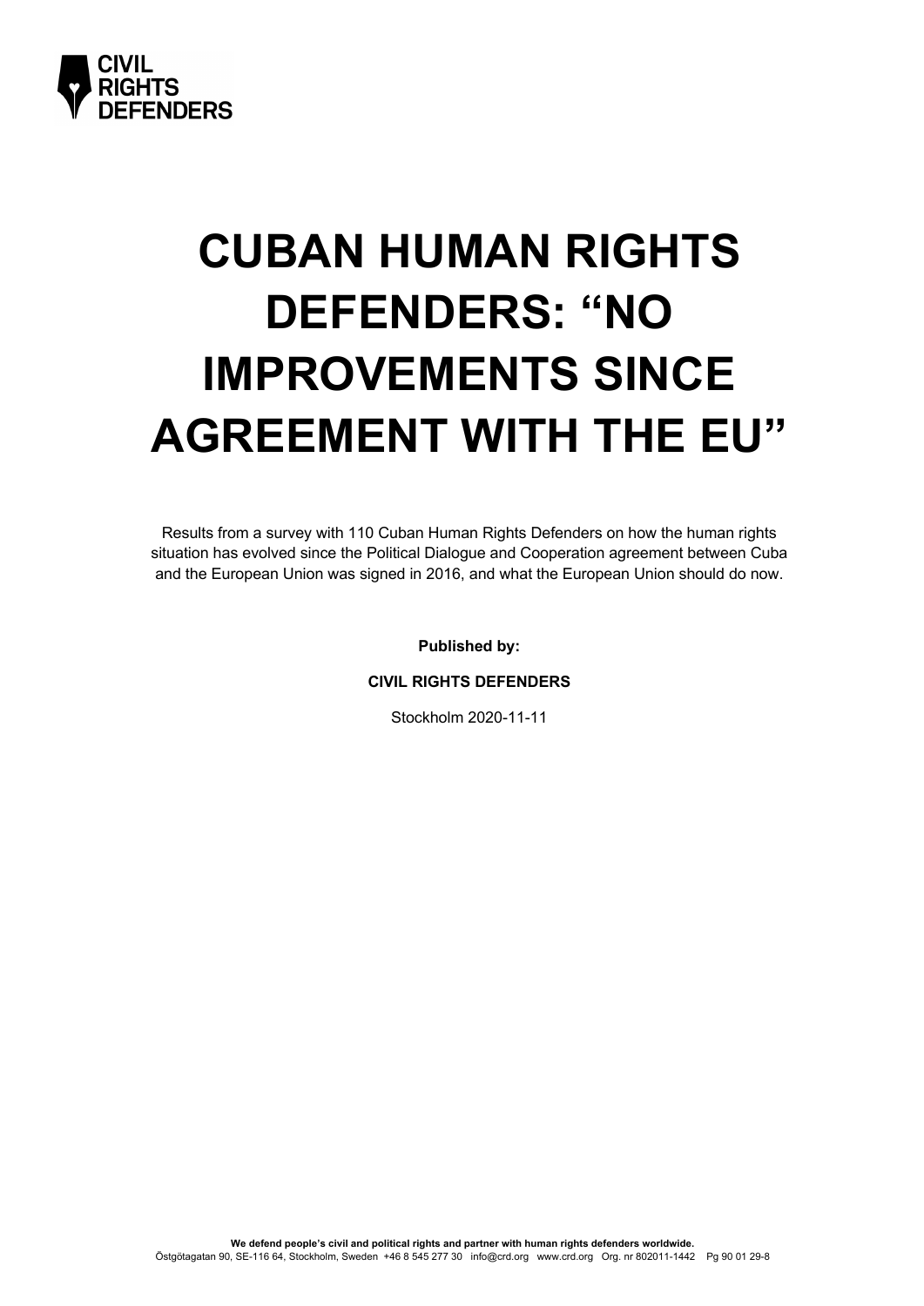# CUBAN HUMAN RIGHTS DEFENDERS: "NO IMPROVEMENTS SINCE AGREEMENT WITH THE EU"

Results from a survey with 110 Cuban Human Rights Defenders on how the human rights situation has evolved since the Political Dialogue and Cooperation agreement between Cuba and the European Union was signed in 2016, and what the European Union should do now.

**Published by:**

**CIVIL RIGHTS DEFENDERS**

Stockholm 2020-11-11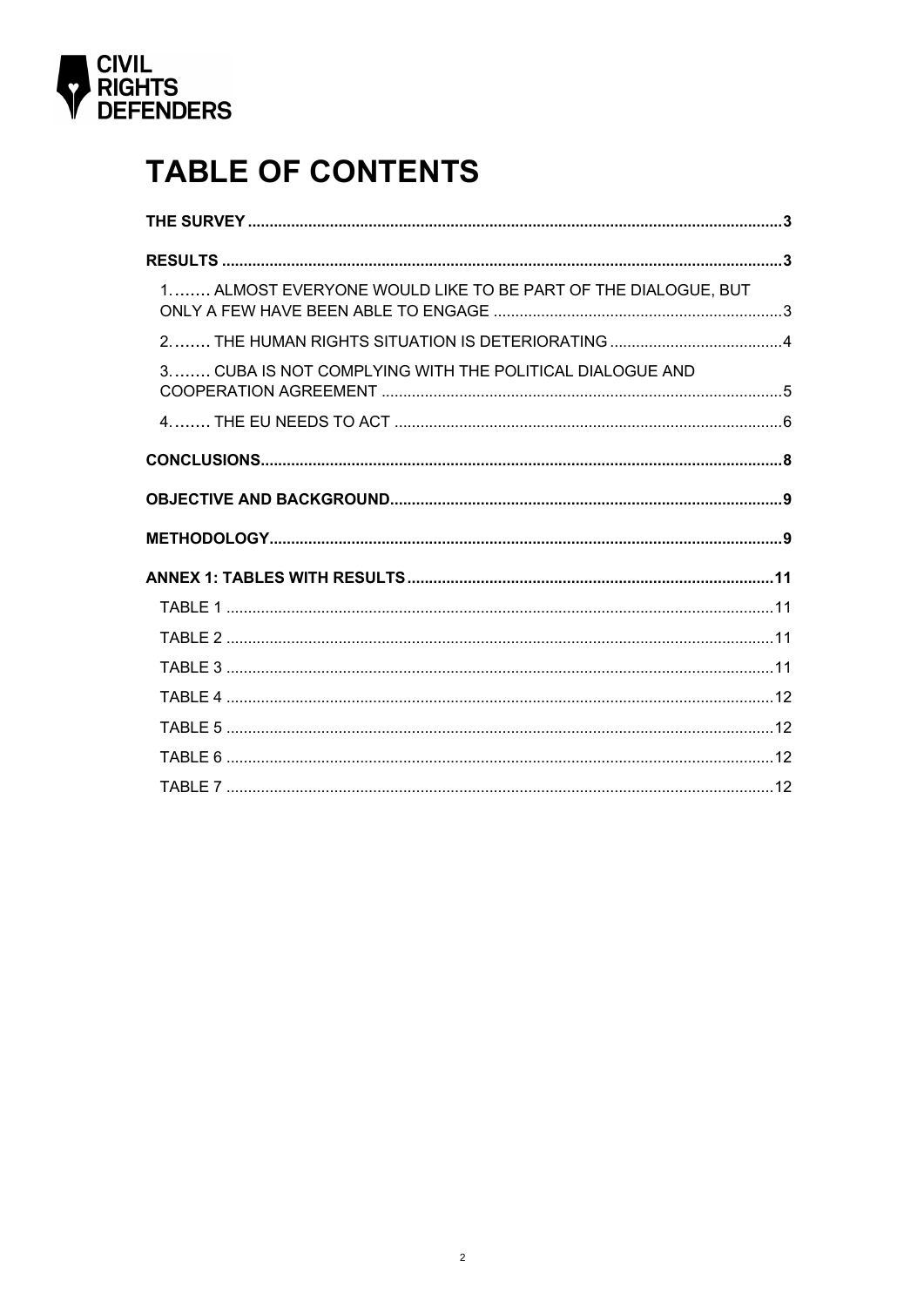# TABLE OF CONTENTS

**THE SURVEY** .......... 3

**RESULTS** .......... 3

1........ ALMOST EVERYONE WOULD LIKE TO BE PART OF THE DIALOGUE, BUT ONLY A FEW HAVE BEEN ABLE TO ENGAGE .......... 3

2........ THE HUMAN RIGHTS SITUATION IS DETERIORATING .......... 4

3........ CUBA IS NOT COMPLYING WITH THE POLITICAL DIALOGUE AND COOPERATION AGREEMENT .......... 5

4........ THE EU NEEDS TO ACT .......... 6

**CONCLUSIONS** .......... 8

**OBJECTIVE AND BACKGROUND** .......... 9

**METHODOLOGY** .......... 9

**ANNEX 1: TABLES WITH RESULTS** .......... 11

TABLE 1 .......... 11

TABLE 2 .......... 11

TABLE 3 .......... 11

TABLE 4 .......... 12

TABLE 5 .......... 12

TABLE 6 .......... 12

TABLE 7 .......... 12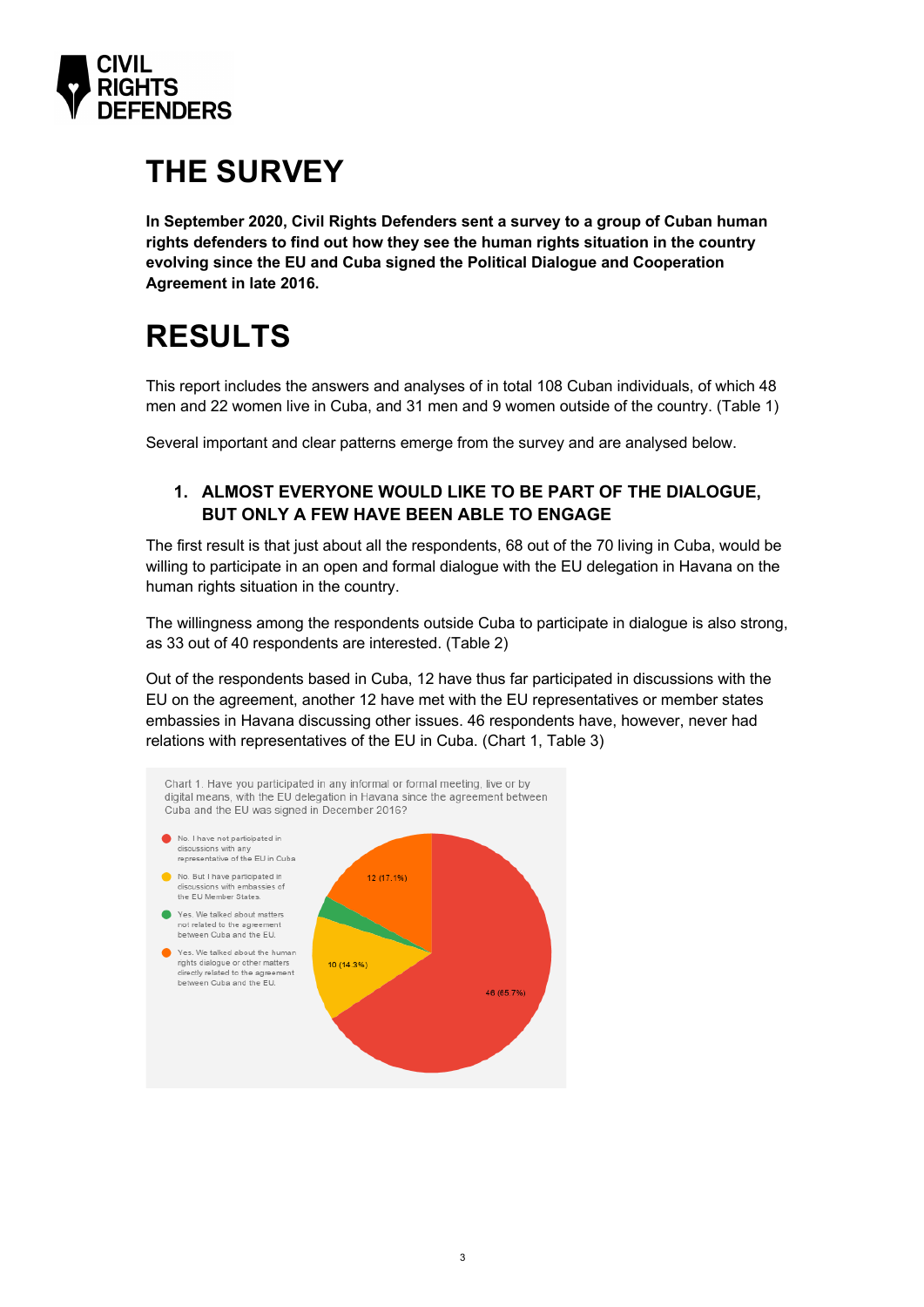# THE SURVEY

**In September 2020, Civil Rights Defenders sent a survey to a group of Cuban human rights defenders to find out how they see the human rights situation in the country evolving since the EU and Cuba signed the Political Dialogue and Cooperation Agreement in late 2016.**

# RESULTS

This report includes the answers and analyses of in total 108 Cuban individuals, of which 48 men and 22 women live in Cuba, and 31 men and 9 women outside of the country. (Table 1)

Several important and clear patterns emerge from the survey and are analysed below.

## 1. ALMOST EVERYONE WOULD LIKE TO BE PART OF THE DIALOGUE, BUT ONLY A FEW HAVE BEEN ABLE TO ENGAGE

The first result is that just about all the respondents, 68 out of the 70 living in Cuba, would be willing to participate in an open and formal dialogue with the EU delegation in Havana on the human rights situation in the country.

The willingness among the respondents outside Cuba to participate in dialogue is also strong, as 33 out of 40 respondents are interested. (Table 2)

Out of the respondents based in Cuba, 12 have thus far participated in discussions with the EU on the agreement, another 12 have met with the EU representatives or member states embassies in Havana discussing other issues. 46 respondents have, however, never had relations with representatives of the EU in Cuba. (Chart 1, Table 3)

Chart 1. Have you participated in any informal or formal meeting, live or by digital means, with the EU delegation in Havana since the agreement between Cuba and the EU was signed in December 2016?

- No. I have not participated in discussions with any representative of the EU in Cuba: 46 (65.7%)
- No. But I have participated in discussions with embassies of the EU Member States: 10 (14.3%)
- Yes. We talked about matters not related to the agreement between Cuba and the EU.
- Yes. We talked about the human rights dialogue or other matters directly related to the agreement between Cuba and the EU: 12 (17.1%)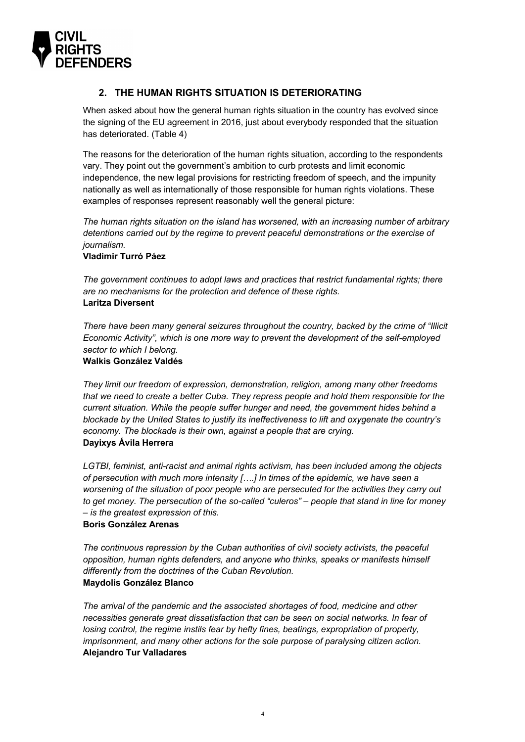## 2. THE HUMAN RIGHTS SITUATION IS DETERIORATING

When asked about how the general human rights situation in the country has evolved since the signing of the EU agreement in 2016, just about everybody responded that the situation has deteriorated. (Table 4)

The reasons for the deterioration of the human rights situation, according to the respondents vary. They point out the government's ambition to curb protests and limit economic independence, the new legal provisions for restricting freedom of speech, and the impunity nationally as well as internationally of those responsible for human rights violations. These examples of responses represent reasonably well the general picture:

*The human rights situation on the island has worsened, with an increasing number of arbitrary detentions carried out by the regime to prevent peaceful demonstrations or the exercise of journalism.*
**Vladimir Turró Páez**

*The government continues to adopt laws and practices that restrict fundamental rights; there are no mechanisms for the protection and defence of these rights.*
**Laritza Diversent**

*There have been many general seizures throughout the country, backed by the crime of "Illicit Economic Activity", which is one more way to prevent the development of the self-employed sector to which I belong.*
**Walkis González Valdés**

*They limit our freedom of expression, demonstration, religion, among many other freedoms that we need to create a better Cuba. They repress people and hold them responsible for the current situation. While the people suffer hunger and need, the government hides behind a blockade by the United States to justify its ineffectiveness to lift and oxygenate the country's economy. The blockade is their own, against a people that are crying.*
**Dayixys Ávila Herrera**

*LGTBI, feminist, anti-racist and animal rights activism, has been included among the objects of persecution with much more intensity [….] In times of the epidemic, we have seen a worsening of the situation of poor people who are persecuted for the activities they carry out to get money. The persecution of the so-called "culeros" – people that stand in line for money – is the greatest expression of this.*
**Boris González Arenas**

*The continuous repression by the Cuban authorities of civil society activists, the peaceful opposition, human rights defenders, and anyone who thinks, speaks or manifests himself differently from the doctrines of the Cuban Revolution.*
**Maydolis González Blanco**

*The arrival of the pandemic and the associated shortages of food, medicine and other necessities generate great dissatisfaction that can be seen on social networks. In fear of losing control, the regime instils fear by hefty fines, beatings, expropriation of property, imprisonment, and many other actions for the sole purpose of paralysing citizen action.*
**Alejandro Tur Valladares**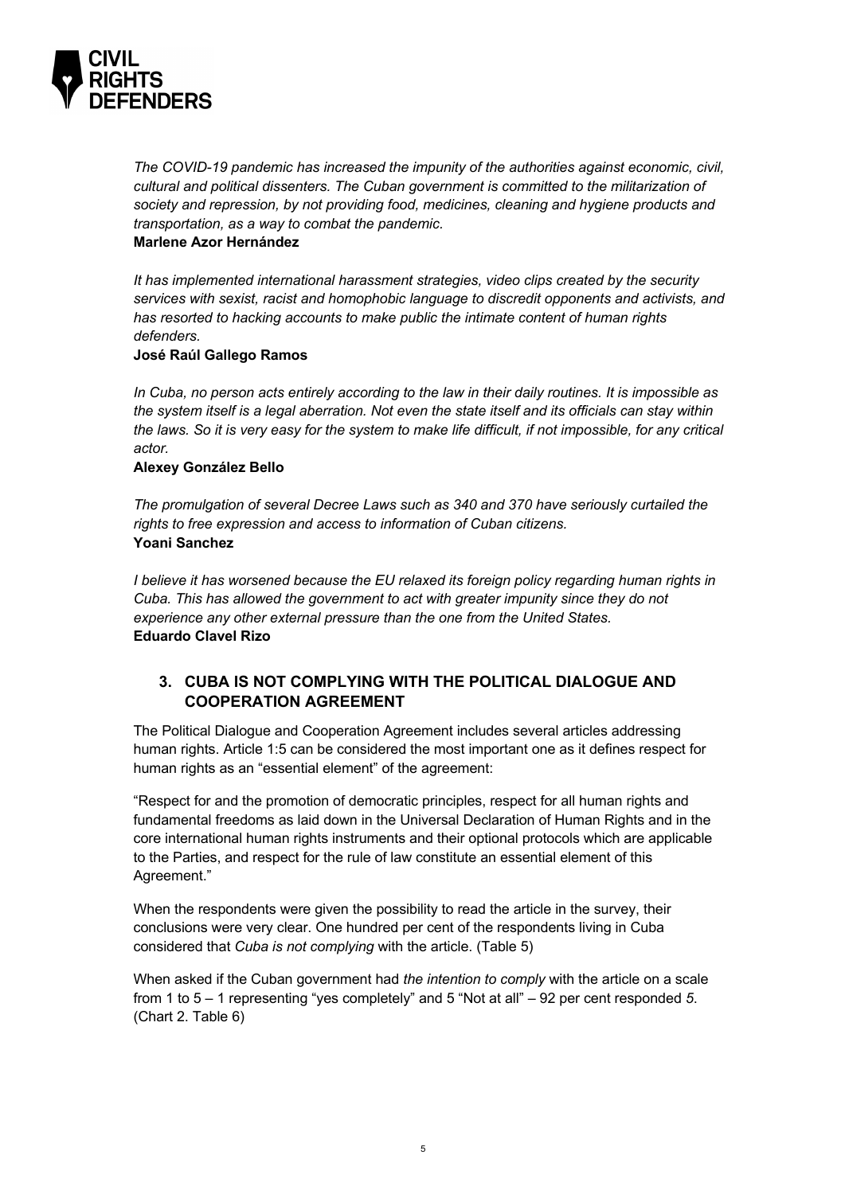*The COVID-19 pandemic has increased the impunity of the authorities against economic, civil, cultural and political dissenters. The Cuban government is committed to the militarization of society and repression, by not providing food, medicines, cleaning and hygiene products and transportation, as a way to combat the pandemic.*
**Marlene Azor Hernández**

*It has implemented international harassment strategies, video clips created by the security services with sexist, racist and homophobic language to discredit opponents and activists, and has resorted to hacking accounts to make public the intimate content of human rights defenders.*
**José Raúl Gallego Ramos**

*In Cuba, no person acts entirely according to the law in their daily routines. It is impossible as the system itself is a legal aberration. Not even the state itself and its officials can stay within the laws. So it is very easy for the system to make life difficult, if not impossible, for any critical actor.*
**Alexey González Bello**

*The promulgation of several Decree Laws such as 340 and 370 have seriously curtailed the rights to free expression and access to information of Cuban citizens.*
**Yoani Sanchez**

*I believe it has worsened because the EU relaxed its foreign policy regarding human rights in Cuba. This has allowed the government to act with greater impunity since they do not experience any other external pressure than the one from the United States.*
**Eduardo Clavel Rizo**

## 3. CUBA IS NOT COMPLYING WITH THE POLITICAL DIALOGUE AND COOPERATION AGREEMENT

The Political Dialogue and Cooperation Agreement includes several articles addressing human rights. Article 1:5 can be considered the most important one as it defines respect for human rights as an "essential element" of the agreement:

"Respect for and the promotion of democratic principles, respect for all human rights and fundamental freedoms as laid down in the Universal Declaration of Human Rights and in the core international human rights instruments and their optional protocols which are applicable to the Parties, and respect for the rule of law constitute an essential element of this Agreement."

When the respondents were given the possibility to read the article in the survey, their conclusions were very clear. One hundred per cent of the respondents living in Cuba considered that *Cuba is not complying* with the article. (Table 5)

When asked if the Cuban government had *the intention to comply* with the article on a scale from 1 to 5 – 1 representing "yes completely" and 5 "Not at all" – 92 per cent responded *5*. (Chart 2. Table 6)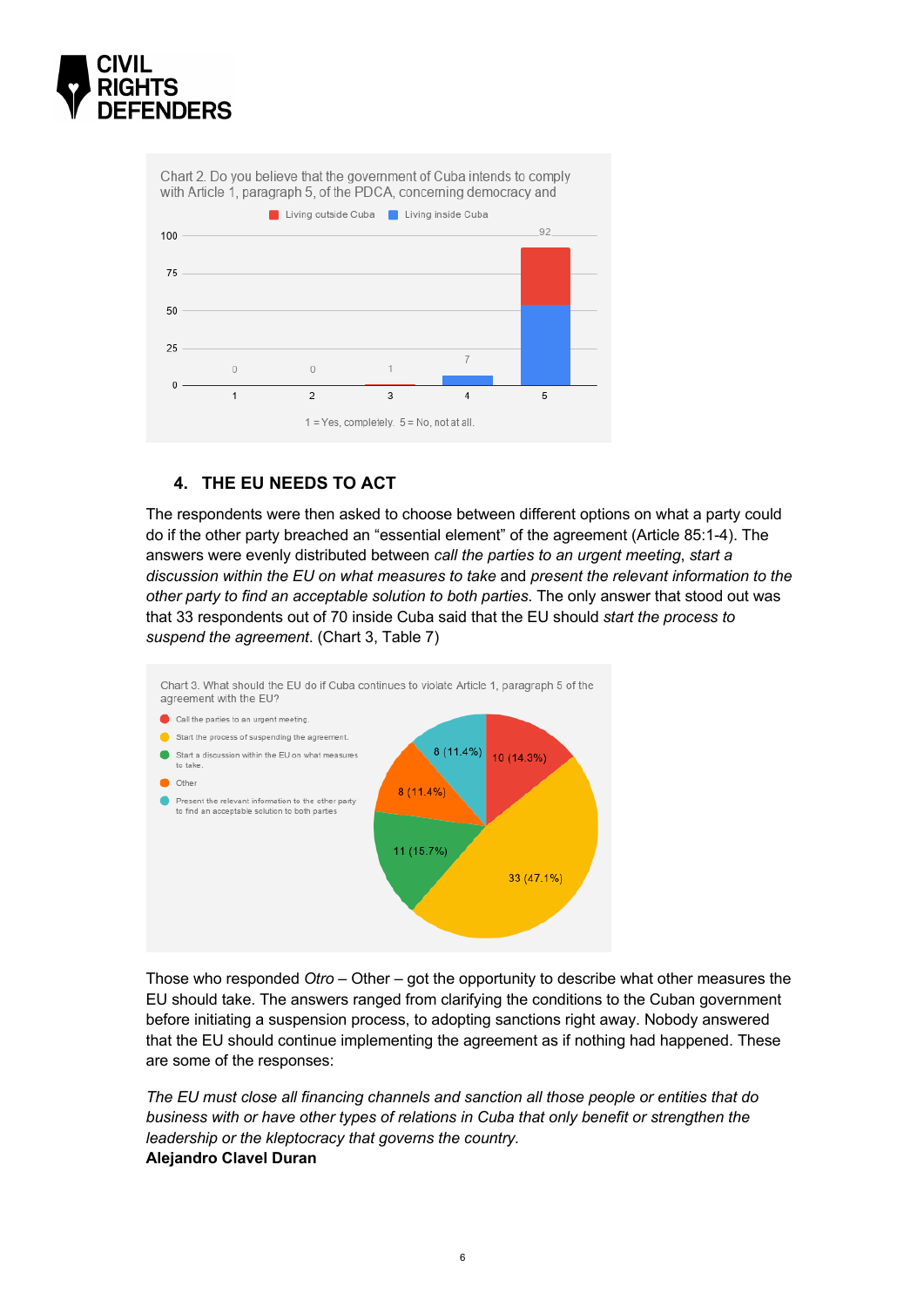Chart 2. Do you believe that the government of Cuba intends to comply with Article 1, paragraph 5, of the PDCA, concerning democracy and

| Answer (1 = Yes, completely. 5 = No, not at all.) | Total |
|---|---|
| 1 | 0 |
| 2 | 0 |
| 3 | 1 |
| 4 | 7 |
| 5 | 92 |

Legend: Living outside Cuba; Living inside Cuba

## 4. THE EU NEEDS TO ACT

The respondents were then asked to choose between different options on what a party could do if the other party breached an "essential element" of the agreement (Article 85:1-4). The answers were evenly distributed between *call the parties to an urgent meeting*, *start a discussion within the EU on what measures to take* and *present the relevant information to the other party to find an acceptable solution to both parties*. The only answer that stood out was that 33 respondents out of 70 inside Cuba said that the EU should *start the process to suspend the agreement*. (Chart 3, Table 7)

Chart 3. What should the EU do if Cuba continues to violate Article 1, paragraph 5 of the agreement with the EU?

| Option | Responses |
|---|---|
| Call the parties to an urgent meeting. | 10 (14.3%) |
| Start the process of suspending the agreement. | 33 (47.1%) |
| Start a discussion within the EU on what measures to take. | 11 (15.7%) |
| Other | 8 (11.4%) |
| Present the relevant information to the other party to find an acceptable solution to both parties | 8 (11.4%) |

Those who responded *Otro* – Other – got the opportunity to describe what other measures the EU should take. The answers ranged from clarifying the conditions to the Cuban government before initiating a suspension process, to adopting sanctions right away. Nobody answered that the EU should continue implementing the agreement as if nothing had happened. These are some of the responses:

*The EU must close all financing channels and sanction all those people or entities that do business with or have other types of relations in Cuba that only benefit or strengthen the leadership or the kleptocracy that governs the country.*
**Alejandro Clavel Duran**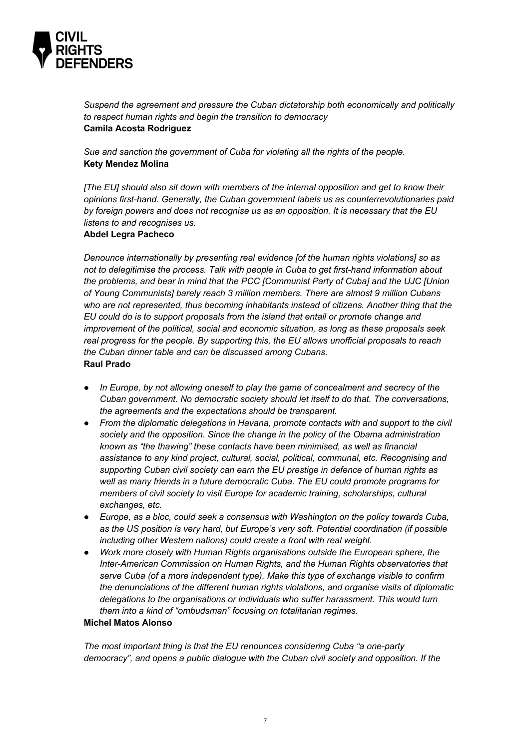*Suspend the agreement and pressure the Cuban dictatorship both economically and politically to respect human rights and begin the transition to democracy*
**Camila Acosta Rodriguez**

*Sue and sanction the government of Cuba for violating all the rights of the people.*
**Kety Mendez Molina**

*[The EU] should also sit down with members of the internal opposition and get to know their opinions first-hand. Generally, the Cuban government labels us as counterrevolutionaries paid by foreign powers and does not recognise us as an opposition. It is necessary that the EU listens to and recognises us.*
**Abdel Legra Pacheco**

*Denounce internationally by presenting real evidence [of the human rights violations] so as not to delegitimise the process. Talk with people in Cuba to get first-hand information about the problems, and bear in mind that the PCC [Communist Party of Cuba] and the UJC [Union of Young Communists] barely reach 3 million members. There are almost 9 million Cubans who are not represented, thus becoming inhabitants instead of citizens. Another thing that the EU could do is to support proposals from the island that entail or promote change and improvement of the political, social and economic situation, as long as these proposals seek real progress for the people. By supporting this, the EU allows unofficial proposals to reach the Cuban dinner table and can be discussed among Cubans.*
**Raul Prado**

- *In Europe, by not allowing oneself to play the game of concealment and secrecy of the Cuban government. No democratic society should let itself to do that. The conversations, the agreements and the expectations should be transparent.*
- *From the diplomatic delegations in Havana, promote contacts with and support to the civil society and the opposition. Since the change in the policy of the Obama administration known as "the thawing" these contacts have been minimised, as well as financial assistance to any kind project, cultural, social, political, communal, etc. Recognising and supporting Cuban civil society can earn the EU prestige in defence of human rights as well as many friends in a future democratic Cuba. The EU could promote programs for members of civil society to visit Europe for academic training, scholarships, cultural exchanges, etc.*
- *Europe, as a bloc, could seek a consensus with Washington on the policy towards Cuba, as the US position is very hard, but Europe's very soft. Potential coordination (if possible including other Western nations) could create a front with real weight.*
- *Work more closely with Human Rights organisations outside the European sphere, the Inter-American Commission on Human Rights, and the Human Rights observatories that serve Cuba (of a more independent type). Make this type of exchange visible to confirm the denunciations of the different human rights violations, and organise visits of diplomatic delegations to the organisations or individuals who suffer harassment. This would turn them into a kind of "ombudsman" focusing on totalitarian regimes.*

**Michel Matos Alonso**

*The most important thing is that the EU renounces considering Cuba "a one-party democracy", and opens a public dialogue with the Cuban civil society and opposition. If the*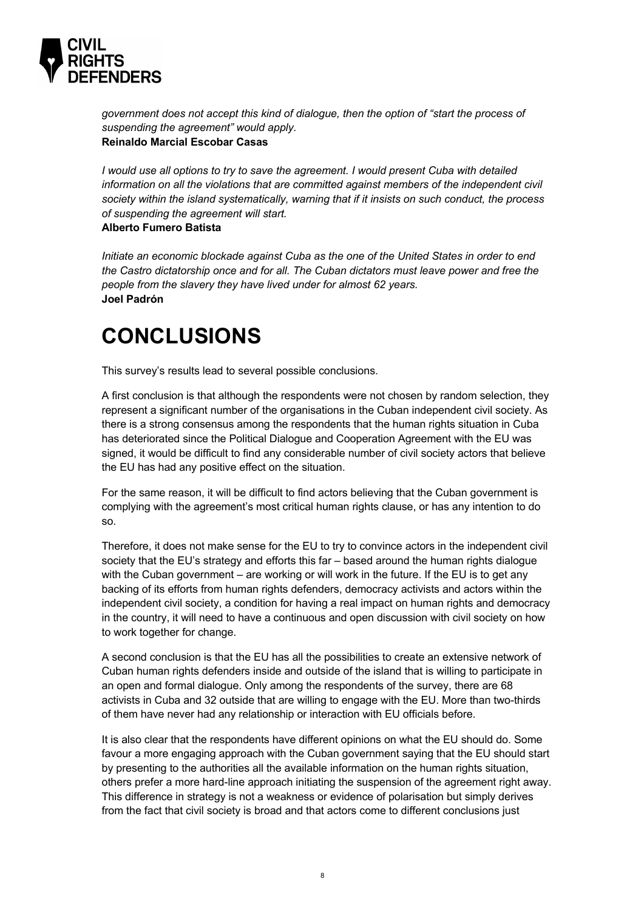*government does not accept this kind of dialogue, then the option of "start the process of suspending the agreement" would apply.*
**Reinaldo Marcial Escobar Casas**

*I would use all options to try to save the agreement. I would present Cuba with detailed information on all the violations that are committed against members of the independent civil society within the island systematically, warning that if it insists on such conduct, the process of suspending the agreement will start.*
**Alberto Fumero Batista**

*Initiate an economic blockade against Cuba as the one of the United States in order to end the Castro dictatorship once and for all. The Cuban dictators must leave power and free the people from the slavery they have lived under for almost 62 years.*
**Joel Padrón**

# CONCLUSIONS

This survey's results lead to several possible conclusions.

A first conclusion is that although the respondents were not chosen by random selection, they represent a significant number of the organisations in the Cuban independent civil society. As there is a strong consensus among the respondents that the human rights situation in Cuba has deteriorated since the Political Dialogue and Cooperation Agreement with the EU was signed, it would be difficult to find any considerable number of civil society actors that believe the EU has had any positive effect on the situation.

For the same reason, it will be difficult to find actors believing that the Cuban government is complying with the agreement's most critical human rights clause, or has any intention to do so.

Therefore, it does not make sense for the EU to try to convince actors in the independent civil society that the EU's strategy and efforts this far – based around the human rights dialogue with the Cuban government – are working or will work in the future. If the EU is to get any backing of its efforts from human rights defenders, democracy activists and actors within the independent civil society, a condition for having a real impact on human rights and democracy in the country, it will need to have a continuous and open discussion with civil society on how to work together for change.

A second conclusion is that the EU has all the possibilities to create an extensive network of Cuban human rights defenders inside and outside of the island that is willing to participate in an open and formal dialogue. Only among the respondents of the survey, there are 68 activists in Cuba and 32 outside that are willing to engage with the EU. More than two-thirds of them have never had any relationship or interaction with EU officials before.

It is also clear that the respondents have different opinions on what the EU should do. Some favour a more engaging approach with the Cuban government saying that the EU should start by presenting to the authorities all the available information on the human rights situation, others prefer a more hard-line approach initiating the suspension of the agreement right away. This difference in strategy is not a weakness or evidence of polarisation but simply derives from the fact that civil society is broad and that actors come to different conclusions just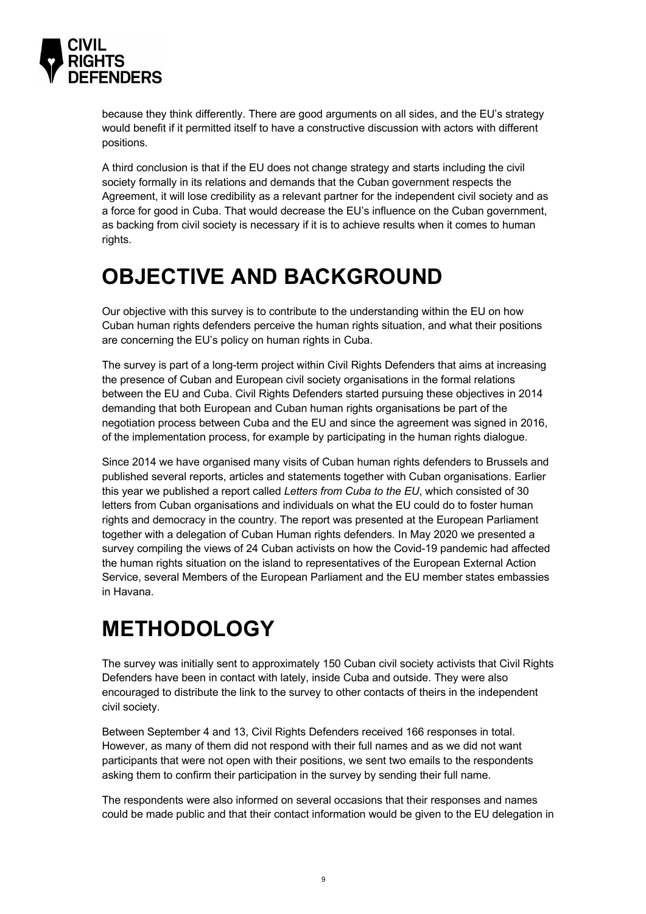because they think differently. There are good arguments on all sides, and the EU's strategy would benefit if it permitted itself to have a constructive discussion with actors with different positions.

A third conclusion is that if the EU does not change strategy and starts including the civil society formally in its relations and demands that the Cuban government respects the Agreement, it will lose credibility as a relevant partner for the independent civil society and as a force for good in Cuba. That would decrease the EU's influence on the Cuban government, as backing from civil society is necessary if it is to achieve results when it comes to human rights.

# OBJECTIVE AND BACKGROUND

Our objective with this survey is to contribute to the understanding within the EU on how Cuban human rights defenders perceive the human rights situation, and what their positions are concerning the EU's policy on human rights in Cuba.

The survey is part of a long-term project within Civil Rights Defenders that aims at increasing the presence of Cuban and European civil society organisations in the formal relations between the EU and Cuba. Civil Rights Defenders started pursuing these objectives in 2014 demanding that both European and Cuban human rights organisations be part of the negotiation process between Cuba and the EU and since the agreement was signed in 2016, of the implementation process, for example by participating in the human rights dialogue.

Since 2014 we have organised many visits of Cuban human rights defenders to Brussels and published several reports, articles and statements together with Cuban organisations. Earlier this year we published a report called *Letters from Cuba to the EU*, which consisted of 30 letters from Cuban organisations and individuals on what the EU could do to foster human rights and democracy in the country. The report was presented at the European Parliament together with a delegation of Cuban Human rights defenders. In May 2020 we presented a survey compiling the views of 24 Cuban activists on how the Covid-19 pandemic had affected the human rights situation on the island to representatives of the European External Action Service, several Members of the European Parliament and the EU member states embassies in Havana.

# METHODOLOGY

The survey was initially sent to approximately 150 Cuban civil society activists that Civil Rights Defenders have been in contact with lately, inside Cuba and outside. They were also encouraged to distribute the link to the survey to other contacts of theirs in the independent civil society.

Between September 4 and 13, Civil Rights Defenders received 166 responses in total. However, as many of them did not respond with their full names and as we did not want participants that were not open with their positions, we sent two emails to the respondents asking them to confirm their participation in the survey by sending their full name.

The respondents were also informed on several occasions that their responses and names could be made public and that their contact information would be given to the EU delegation in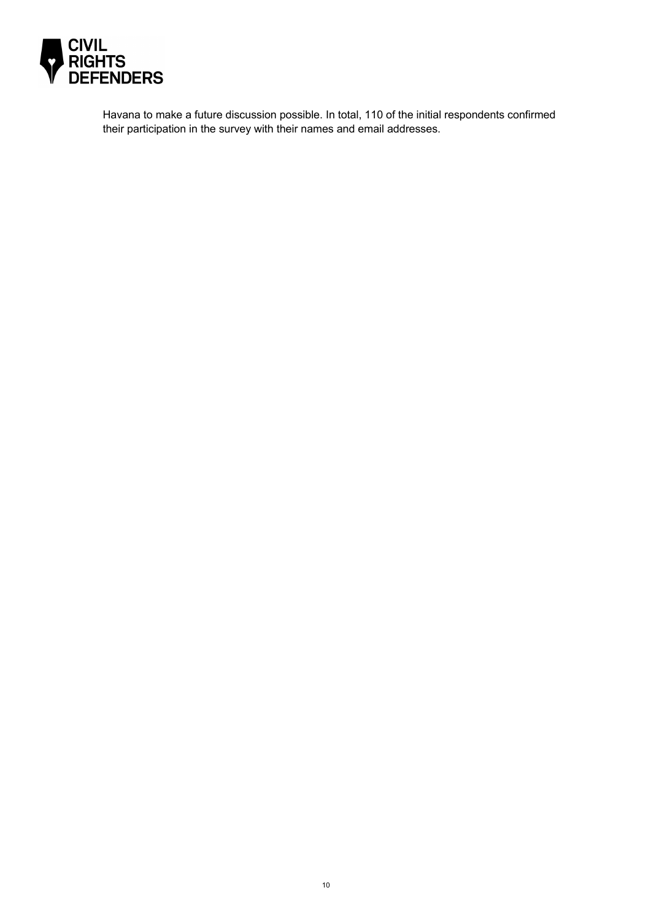Havana to make a future discussion possible. In total, 110 of the initial respondents confirmed their participation in the survey with their names and email addresses.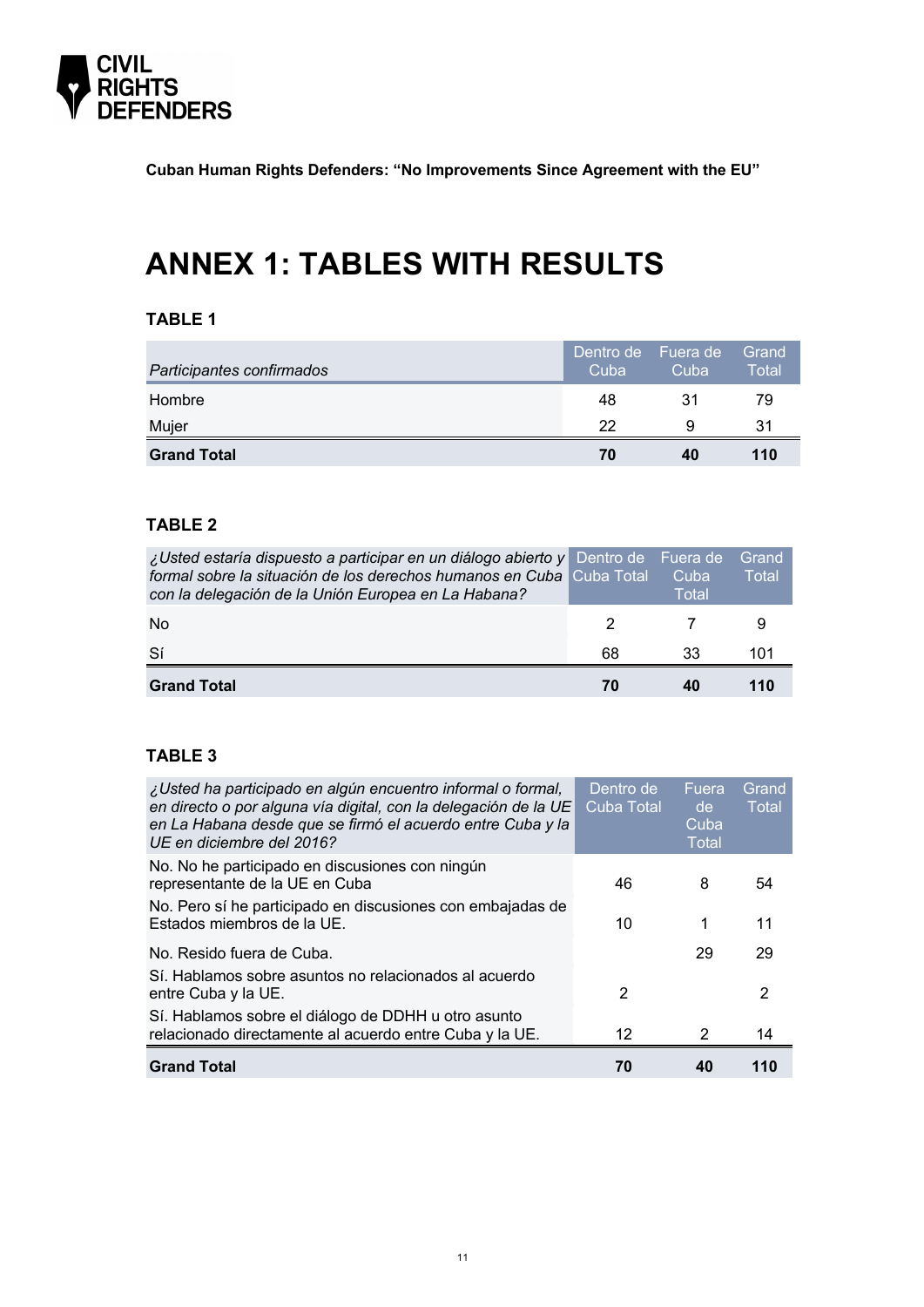Cuban Human Rights Defenders: "No Improvements Since Agreement with the EU"

# ANNEX 1: TABLES WITH RESULTS

### TABLE 1

| *Participantes confirmados* | Dentro de Cuba | Fuera de Cuba | Grand Total |
|---|---|---|---|
| Hombre | 48 | 31 | 79 |
| Mujer | 22 | 9 | 31 |
| **Grand Total** | **70** | **40** | **110** |

### TABLE 2

| *¿Usted estaría dispuesto a participar en un diálogo abierto y formal sobre la situación de los derechos humanos en Cuba con la delegación de la Unión Europea en La Habana?* | Dentro de Cuba Total | Fuera de Cuba Total | Grand Total |
|---|---|---|---|
| No | 2 | 7 | 9 |
| Sí | 68 | 33 | 101 |
| **Grand Total** | **70** | **40** | **110** |

### TABLE 3

| *¿Usted ha participado en algún encuentro informal o formal, en directo o por alguna vía digital, con la delegación de la UE en La Habana desde que se firmó el acuerdo entre Cuba y la UE en diciembre del 2016?* | Dentro de Cuba Total | Fuera de Cuba Total | Grand Total |
|---|---|---|---|
| No. No he participado en discusiones con ningún representante de la UE en Cuba | 46 | 8 | 54 |
| No. Pero sí he participado en discusiones con embajadas de Estados miembros de la UE. | 10 | 1 | 11 |
| No. Resido fuera de Cuba. | | 29 | 29 |
| Sí. Hablamos sobre asuntos no relacionados al acuerdo entre Cuba y la UE. | 2 | | 2 |
| Sí. Hablamos sobre el diálogo de DDHH u otro asunto relacionado directamente al acuerdo entre Cuba y la UE. | 12 | 2 | 14 |
| **Grand Total** | **70** | **40** | **110** |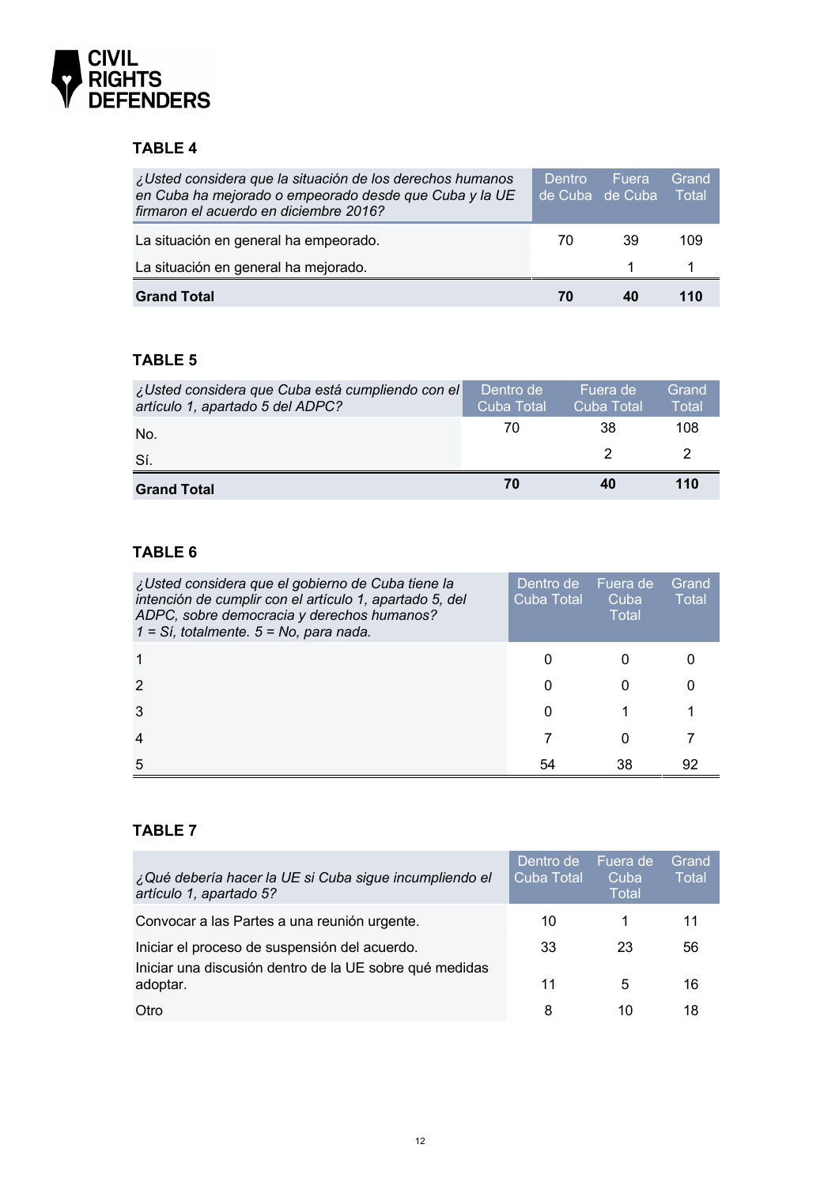### TABLE 4

| *¿Usted considera que la situación de los derechos humanos en Cuba ha mejorado o empeorado desde que Cuba y la UE firmaron el acuerdo en diciembre 2016?* | Dentro de Cuba | Fuera de Cuba | Grand Total |
|---|---|---|---|
| La situación en general ha empeorado. | 70 | 39 | 109 |
| La situación en general ha mejorado. | | 1 | 1 |
| **Grand Total** | **70** | **40** | **110** |

### TABLE 5

| *¿Usted considera que Cuba está cumpliendo con el artículo 1, apartado 5 del ADPC?* | Dentro de Cuba Total | Fuera de Cuba Total | Grand Total |
|---|---|---|---|
| No. | 70 | 38 | 108 |
| Sí. | | 2 | 2 |
| **Grand Total** | **70** | **40** | **110** |

### TABLE 6

| *¿Usted considera que el gobierno de Cuba tiene la intención de cumplir con el artículo 1, apartado 5, del ADPC, sobre democracia y derechos humanos? 1 = Sí, totalmente. 5 = No, para nada.* | Dentro de Cuba Total | Fuera de Cuba Total | Grand Total |
|---|---|---|---|
| 1 | 0 | 0 | 0 |
| 2 | 0 | 0 | 0 |
| 3 | 0 | 1 | 1 |
| 4 | 7 | 0 | 7 |
| 5 | 54 | 38 | 92 |

### TABLE 7

| *¿Qué debería hacer la UE si Cuba sigue incumpliendo el artículo 1, apartado 5?* | Dentro de Cuba Total | Fuera de Cuba Total | Grand Total |
|---|---|---|---|
| Convocar a las Partes a una reunión urgente. | 10 | 1 | 11 |
| Iniciar el proceso de suspensión del acuerdo. | 33 | 23 | 56 |
| Iniciar una discusión dentro de la UE sobre qué medidas adoptar. | 11 | 5 | 16 |
| Otro | 8 | 10 | 18 |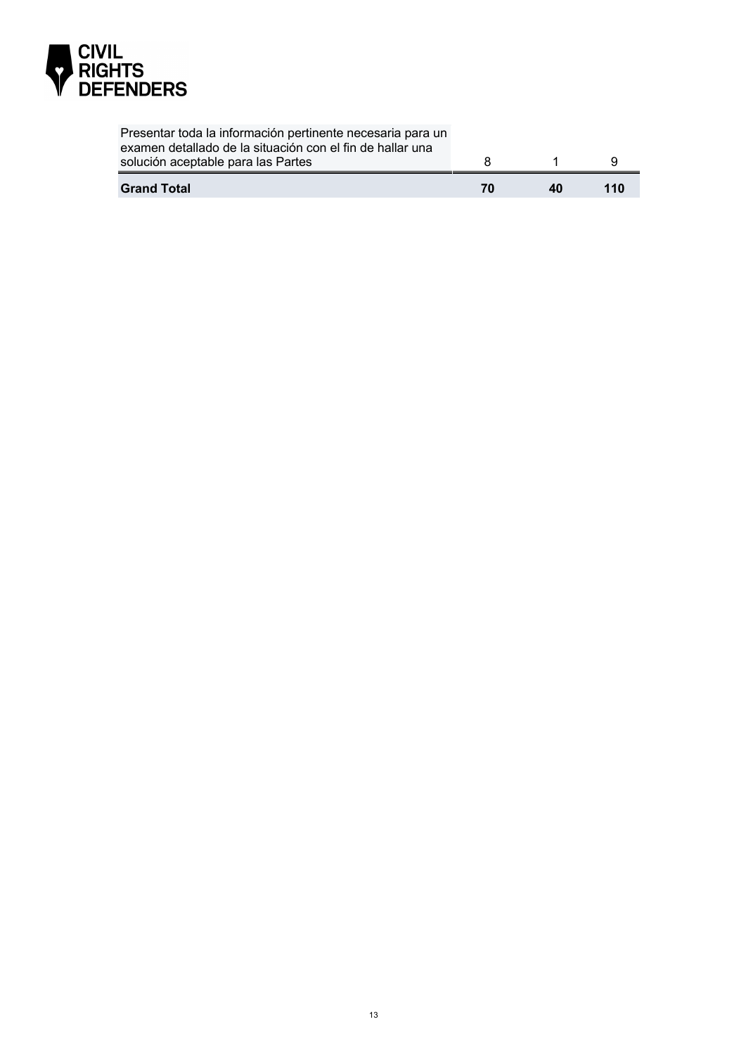| | | | |
|---|---|---|---|
| Presentar toda la información pertinente necesaria para un examen detallado de la situación con el fin de hallar una solución aceptable para las Partes | 8 | 1 | 9 |
| **Grand Total** | **70** | **40** | **110** |